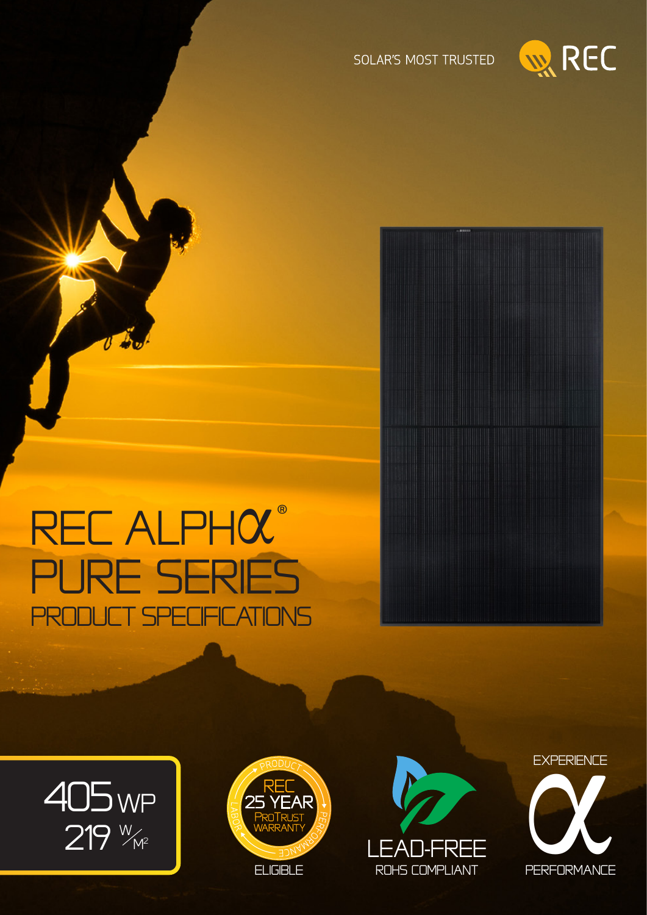SOLAR'S MOST TRUSTED

REC

# REC ALPHα® PURE SERIES

## PRODUCT SPECIFICATIONS

405 WP
219 W/M²

REC 25 YEAR PROTRUST WARRANTY
PRODUCT · PERFORMANCE · LABOR
ELIGIBLE

LEAD-FREE
ROHS COMPLIANT

EXPERIENCE
α
PERFORMANCE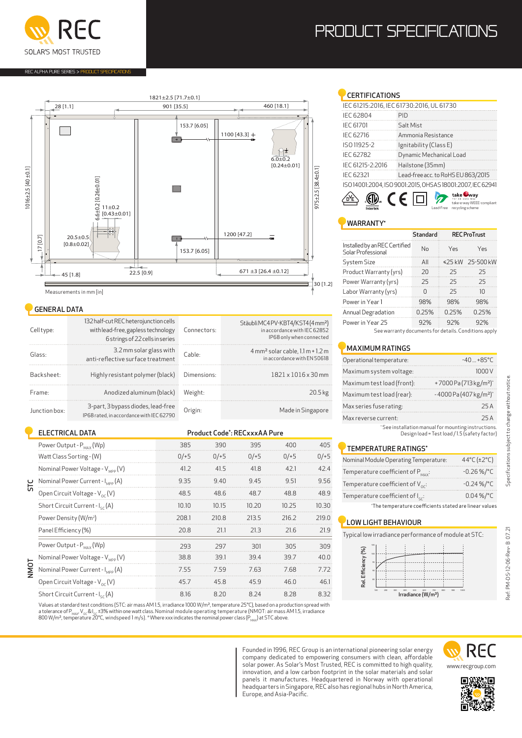# REC

SOLAR'S MOST TRUSTED

# PRODUCT SPECIFICATIONS

REC ALPHA PURE SERIES > PRODUCT SPECIFICATIONS

1821±2.5 [71.7±0.1]
28 [1.1]
901 [35.5]
460 [18.1]
153.7 [6.05]
1100 [43.3]
6.0±0.2
[0.24±0.01]
1016±2.5 [40±0.1]
6.6±0.2 [0.26±0.01]
11±0.2
[0.43±0.01]
975±2.5 [38.4±0.1]
20.5±0.5
[0.8±0.02]
17 [0.7]
1200 [47.2]
153.7 [6.05]
45 [1.8]
22.5 [0.9]
671 ±3 [26.4 ±0.12]
30 [1.2]

Measurements in mm [in]

## GENERAL DATA

| | | | |
|---|---|---|---|
| Cell type: | 132 half-cut REC heterojunction cells with lead-free, gapless technology 6 strings of 22 cells in series | Connectors: | Stäubli MC4 PV-KBT4/KST4 (4 mm²) in accordance with IEC 62852 IP68 only when connected |
| Glass: | 3.2 mm solar glass with anti-reflective surface treatment | Cable: | 4 mm² solar cable, 1.1 m + 1.2 m in accordance with EN 50618 |
| Backsheet: | Highly resistant polymer (black) | Dimensions: | 1821 x 1016 x 30 mm |
| Frame: | Anodized aluminum (black) | Weight: | 20.5 kg |
| Junction box: | 3-part, 3 bypass diodes, lead-free IP68 rated, in accordance with IEC 62790 | Origin: | Made in Singapore |

## ELECTRICAL DATA

Product Code*: RECxxxAA Pure

| | | | | | | |
|---|---|---|---|---|---|---|
| STC | Power Output - $P_{MAX}$ (Wp) | 385 | 390 | 395 | 400 | 405 |
| | Watt Class Sorting - (W) | 0/+5 | 0/+5 | 0/+5 | 0/+5 | 0/+5 |
| | Nominal Power Voltage - $V_{MPP}$ (V) | 41.2 | 41.5 | 41.8 | 42.1 | 42.4 |
| | Nominal Power Current - $I_{MPP}$ (A) | 9.35 | 9.40 | 9.45 | 9.51 | 9.56 |
| | Open Circuit Voltage - $V_{OC}$ (V) | 48.5 | 48.6 | 48.7 | 48.8 | 48.9 |
| | Short Circuit Current - $I_{SC}$ (A) | 10.10 | 10.15 | 10.20 | 10.25 | 10.30 |
| | Power Density (W/m²) | 208.1 | 210.8 | 213.5 | 216.2 | 219.0 |
| | Panel Efficiency (%) | 20.8 | 21.1 | 21.3 | 21.6 | 21.9 |
| NMOT | Power Output - $P_{MAX}$ (Wp) | 293 | 297 | 301 | 305 | 309 |
| | Nominal Power Voltage - $V_{MPP}$ (V) | 38.8 | 39.1 | 39.4 | 39.7 | 40.0 |
| | Nominal Power Current - $I_{MPP}$ (A) | 7.55 | 7.59 | 7.63 | 7.68 | 7.72 |
| | Open Circuit Voltage - $V_{OC}$ (V) | 45.7 | 45.8 | 45.9 | 46.0 | 46.1 |
| | Short Circuit Current - $I_{SC}$ (A) | 8.16 | 8.20 | 8.24 | 8.28 | 8.32 |

Values at standard test conditions (STC: air mass AM 1.5, irradiance 1000 W/m², temperature 25°C), based on a production spread with a tolerance of $P_{MAX}$, $V_{OC}$ & $I_{SC}$ ±3% within one watt class. Nominal module operating temperature (NMOT: air mass AM 1.5, irradiance 800 W/m², temperature 20°C, windspeed 1 m/s). * Where xxx indicates the nominal power class ($P_{MAX}$) at STC above.

## CERTIFICATIONS

| | |
|---|---|
| IEC 61215:2016, IEC 61730:2016, UL 61730 | |
| IEC 62804 | PID |
| IEC 61701 | Salt Mist |
| IEC 62716 | Ammonia Resistance |
| ISO 11925-2 | Ignitability (Class E) |
| IEC 62782 | Dynamic Mechanical Load |
| IEC 61215-2:2016 | Hailstone (35mm) |
| IEC 62321 | Lead-free acc. to RoHS EU 863/2015 |
| ISO 14001:2004, ISO 9001:2015, OHSAS 18001:2007, IEC 62941 | |

Intertek
Lead-Free
take-e-way WEEE-compliant recycling scheme

## WARRANTY*

| | Standard | REC ProTrust | |
|---|---|---|---|
| Installed by an REC Certified Solar Professional | No | Yes | Yes |
| System Size | All | ≤25 kW | 25-500 kW |
| Product Warranty (yrs) | 20 | 25 | 25 |
| Power Warranty (yrs) | 25 | 25 | 25 |
| Labor Warranty (yrs) | 0 | 25 | 10 |
| Power in Year 1 | 98% | 98% | 98% |
| Annual Degradation | 0.25% | 0.25% | 0.25% |
| Power in Year 25 | 92% | 92% | 92% |

See warranty documents for details. Conditions apply

## MAXIMUM RATINGS

| | |
|---|---|
| Operational temperature: | -40 ... +85°C |
| Maximum system voltage: | 1000 V |
| Maximum test load (front): | + 7000 Pa (713 kg/m²)* |
| Maximum test load (rear): | - 4000 Pa (407 kg/m²)* |
| Max series fuse rating: | 25 A |
| Max reverse current: | 25 A |

* See installation manual for mounting instructions. Design load = Test load / 1.5 (safety factor)

## TEMPERATURE RATINGS*

| | |
|---|---|
| Nominal Module Operating Temperature: | 44°C (±2°C) |
| Temperature coefficient of $P_{MAX}$: | -0.26 %/°C |
| Temperature coefficient of $V_{OC}$: | -0.24 %/°C |
| Temperature coefficient of $I_{SC}$: | 0.04 %/°C |

* The temperature coefficients stated are linear values

## LOW LIGHT BEHAVIOUR

Typical low irradiance performance of module at STC:

Rel. Efficiency (%)
Irradiance (W/m²)

Specifications subject to change without notice.

Ref: PM-DS-12-06-Rev- B 07.21

Founded in 1996, REC Group is an international pioneering solar energy company dedicated to empowering consumers with clean, affordable solar power. As Solar's Most Trusted, REC is committed to high quality, innovation, and a low carbon footprint in the solar materials and solar panels it manufactures. Headquartered in Norway with operational headquarters in Singapore, REC also has regional hubs in North America, Europe, and Asia-Pacific.

REC

www.recgroup.com